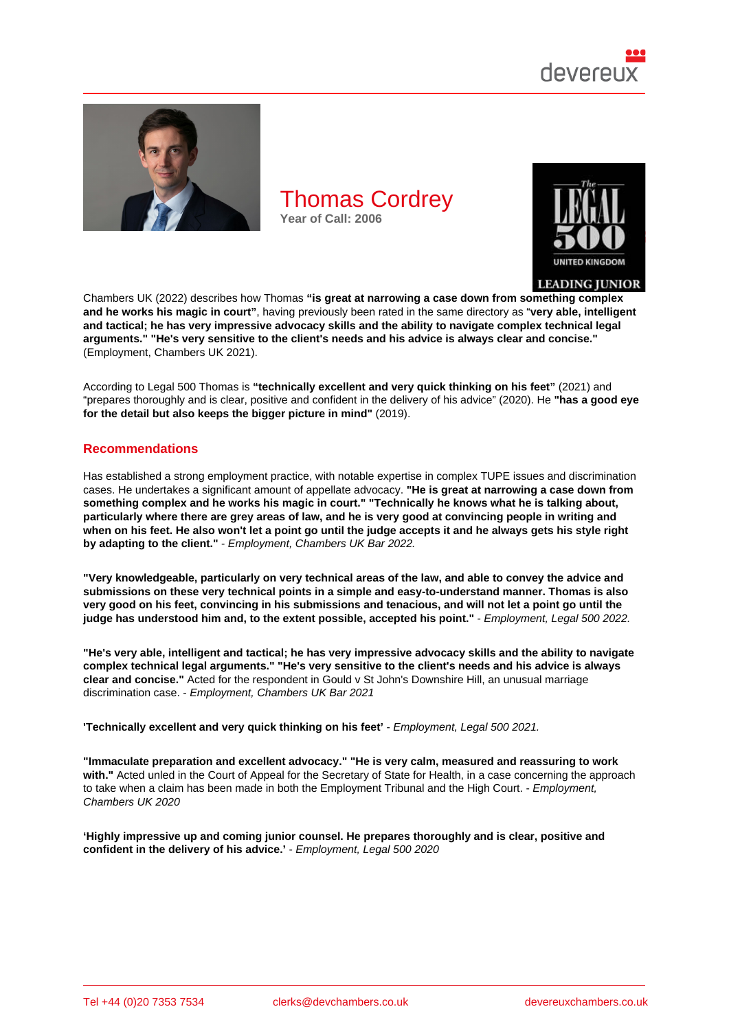# Thomas Cordrey

**Year of Call: 2006**

Chambers UK (2022) describes how Thomas **"is great at narrowing a case down from something complex and he works his magic in court"**, having previously been rated in the same directory as "**very able, intelligent and tactical; he has very impressive advocacy skills and the ability to navigate complex technical legal arguments." "He's very sensitive to the client's needs and his advice is always clear and concise."** (Employment, Chambers UK 2021).

According to Legal 500 Thomas is **"technically excellent and very quick thinking on his feet"** (2021) and "prepares thoroughly and is clear, positive and confident in the delivery of his advice" (2020). He **"has a good eye for the detail but also keeps the bigger picture in mind"** (2019).

## Recommendations

Has established a strong employment practice, with notable expertise in complex TUPE issues and discrimination cases. He undertakes a significant amount of appellate advocacy. **"He is great at narrowing a case down from something complex and he works his magic in court." "Technically he knows what he is talking about, particularly where there are grey areas of law, and he is very good at convincing people in writing and when on his feet. He also won't let a point go until the judge accepts it and he always gets his style right by adapting to the client."** - *Employment, Chambers UK Bar 2022.*

**"Very knowledgeable, particularly on very technical areas of the law, and able to convey the advice and submissions on these very technical points in a simple and easy-to-understand manner. Thomas is also very good on his feet, convincing in his submissions and tenacious, and will not let a point go until the judge has understood him and, to the extent possible, accepted his point."** - *Employment, Legal 500 2022.*

**"He's very able, intelligent and tactical; he has very impressive advocacy skills and the ability to navigate complex technical legal arguments." "He's very sensitive to the client's needs and his advice is always clear and concise."** Acted for the respondent in Gould v St John's Downshire Hill, an unusual marriage discrimination case. - *Employment, Chambers UK Bar 2021*

**'Technically excellent and very quick thinking on his feet'** - *Employment, Legal 500 2021.*

**"Immaculate preparation and excellent advocacy." "He is very calm, measured and reassuring to work with."** Acted unled in the Court of Appeal for the Secretary of State for Health, in a case concerning the approach to take when a claim has been made in both the Employment Tribunal and the High Court. - *Employment, Chambers UK 2020*

**'Highly impressive up and coming junior counsel. He prepares thoroughly and is clear, positive and confident in the delivery of his advice.'** - *Employment, Legal 500 2020*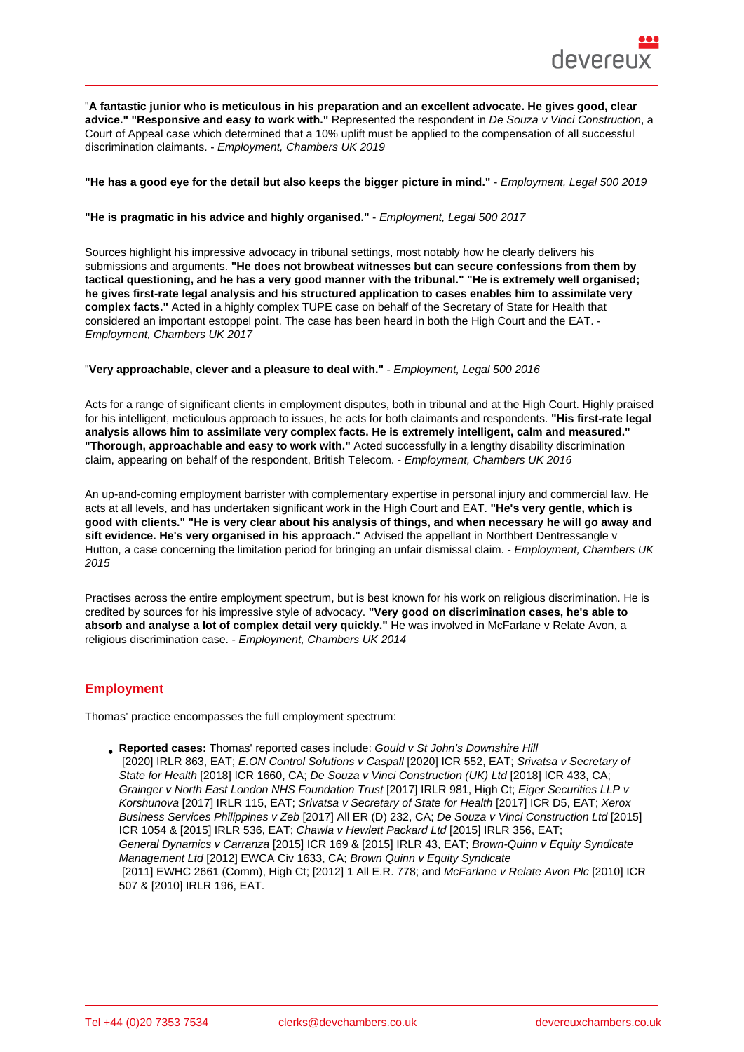"**A fantastic junior who is meticulous in his preparation and an excellent advocate. He gives good, clear advice." "Responsive and easy to work with."** Represented the respondent in *De Souza v Vinci Construction*, a Court of Appeal case which determined that a 10% uplift must be applied to the compensation of all successful discrimination claimants. - *Employment, Chambers UK 2019*

**"He has a good eye for the detail but also keeps the bigger picture in mind."** - *Employment, Legal 500 2019*

**"He is pragmatic in his advice and highly organised."** - *Employment, Legal 500 2017*

Sources highlight his impressive advocacy in tribunal settings, most notably how he clearly delivers his submissions and arguments. **"He does not browbeat witnesses but can secure confessions from them by tactical questioning, and he has a very good manner with the tribunal." "He is extremely well organised; he gives first-rate legal analysis and his structured application to cases enables him to assimilate very complex facts."** Acted in a highly complex TUPE case on behalf of the Secretary of State for Health that considered an important estoppel point. The case has been heard in both the High Court and the EAT. - *Employment, Chambers UK 2017*

"**Very approachable, clever and a pleasure to deal with."** - *Employment, Legal 500 2016*

Acts for a range of significant clients in employment disputes, both in tribunal and at the High Court. Highly praised for his intelligent, meticulous approach to issues, he acts for both claimants and respondents. **"His first-rate legal analysis allows him to assimilate very complex facts. He is extremely intelligent, calm and measured." "Thorough, approachable and easy to work with."** Acted successfully in a lengthy disability discrimination claim, appearing on behalf of the respondent, British Telecom. - *Employment, Chambers UK 2016*

An up-and-coming employment barrister with complementary expertise in personal injury and commercial law. He acts at all levels, and has undertaken significant work in the High Court and EAT. **"He's very gentle, which is good with clients." "He is very clear about his analysis of things, and when necessary he will go away and sift evidence. He's very organised in his approach."** Advised the appellant in Northbert Dentressangle v Hutton, a case concerning the limitation period for bringing an unfair dismissal claim. - *Employment, Chambers UK 2015*

Practises across the entire employment spectrum, but is best known for his work on religious discrimination. He is credited by sources for his impressive style of advocacy. **"Very good on discrimination cases, he's able to absorb and analyse a lot of complex detail very quickly."** He was involved in McFarlane v Relate Avon, a religious discrimination case. - *Employment, Chambers UK 2014*

## Employment

Thomas' practice encompasses the full employment spectrum:

- **Reported cases:** Thomas' reported cases include: *Gould v St John's Downshire Hill* [2020] IRLR 863, EAT; *E.ON Control Solutions v Caspall* [2020] ICR 552, EAT; *Srivatsa v Secretary of State for Health* [2018] ICR 1660, CA; *De Souza v Vinci Construction (UK) Ltd* [2018] ICR 433, CA; *Grainger v North East London NHS Foundation Trust* [2017] IRLR 981, High Ct; *Eiger Securities LLP v Korshunova* [2017] IRLR 115, EAT; *Srivatsa v Secretary of State for Health* [2017] ICR D5, EAT; *Xerox Business Services Philippines v Zeb* [2017] All ER (D) 232, CA; *De Souza v Vinci Construction Ltd* [2015] ICR 1054 & [2015] IRLR 536, EAT; *Chawla v Hewlett Packard Ltd* [2015] IRLR 356, EAT; *General Dynamics v Carranza* [2015] ICR 169 & [2015] IRLR 43, EAT; *Brown-Quinn v Equity Syndicate Management Ltd* [2012] EWCA Civ 1633, CA; *Brown Quinn v Equity Syndicate* [2011] EWHC 2661 (Comm), High Ct; [2012] 1 All E.R. 778; and *McFarlane v Relate Avon Plc* [2010] ICR 507 & [2010] IRLR 196, EAT.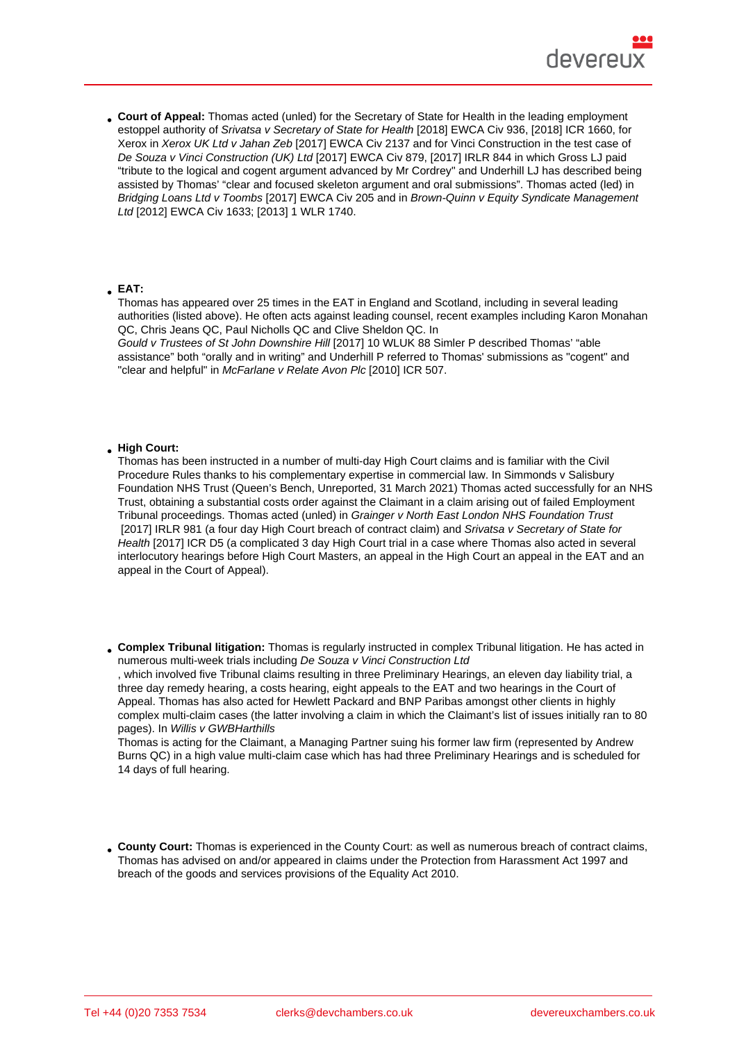- **Court of Appeal:** Thomas acted (unled) for the Secretary of State for Health in the leading employment estoppel authority of *Srivatsa v Secretary of State for Health* [2018] EWCA Civ 936, [2018] ICR 1660, for Xerox in *Xerox UK Ltd v Jahan Zeb* [2017] EWCA Civ 2137 and for Vinci Construction in the test case of *De Souza v Vinci Construction (UK) Ltd* [2017] EWCA Civ 879, [2017] IRLR 844 in which Gross LJ paid "tribute to the logical and cogent argument advanced by Mr Cordrey" and Underhill LJ has described being assisted by Thomas' "clear and focused skeleton argument and oral submissions". Thomas acted (led) in *Bridging Loans Ltd v Toombs* [2017] EWCA Civ 205 and in *Brown-Quinn v Equity Syndicate Management Ltd* [2012] EWCA Civ 1633; [2013] 1 WLR 1740.

- **EAT:**
  Thomas has appeared over 25 times in the EAT in England and Scotland, including in several leading authorities (listed above). He often acts against leading counsel, recent examples including Karon Monahan QC, Chris Jeans QC, Paul Nicholls QC and Clive Sheldon QC. In *Gould v Trustees of St John Downshire Hill* [2017] 10 WLUK 88 Simler P described Thomas' "able assistance" both "orally and in writing" and Underhill P referred to Thomas' submissions as "cogent" and "clear and helpful" in *McFarlane v Relate Avon Plc* [2010] ICR 507.

- **High Court:**
  Thomas has been instructed in a number of multi-day High Court claims and is familiar with the Civil Procedure Rules thanks to his complementary expertise in commercial law. In Simmonds v Salisbury Foundation NHS Trust (Queen's Bench, Unreported, 31 March 2021) Thomas acted successfully for an NHS Trust, obtaining a substantial costs order against the Claimant in a claim arising out of failed Employment Tribunal proceedings. Thomas acted (unled) in *Grainger v North East London NHS Foundation Trust* [2017] IRLR 981 (a four day High Court breach of contract claim) and *Srivatsa v Secretary of State for Health* [2017] ICR D5 (a complicated 3 day High Court trial in a case where Thomas also acted in several interlocutory hearings before High Court Masters, an appeal in the High Court an appeal in the EAT and an appeal in the Court of Appeal).

- **Complex Tribunal litigation:** Thomas is regularly instructed in complex Tribunal litigation. He has acted in numerous multi-week trials including *De Souza v Vinci Construction Ltd*
  , which involved five Tribunal claims resulting in three Preliminary Hearings, an eleven day liability trial, a three day remedy hearing, a costs hearing, eight appeals to the EAT and two hearings in the Court of Appeal. Thomas has also acted for Hewlett Packard and BNP Paribas amongst other clients in highly complex multi-claim cases (the latter involving a claim in which the Claimant's list of issues initially ran to 80 pages). In *Willis v GWBHarthills*
  Thomas is acting for the Claimant, a Managing Partner suing his former law firm (represented by Andrew Burns QC) in a high value multi-claim case which has had three Preliminary Hearings and is scheduled for 14 days of full hearing.

- **County Court:** Thomas is experienced in the County Court: as well as numerous breach of contract claims, Thomas has advised on and/or appeared in claims under the Protection from Harassment Act 1997 and breach of the goods and services provisions of the Equality Act 2010.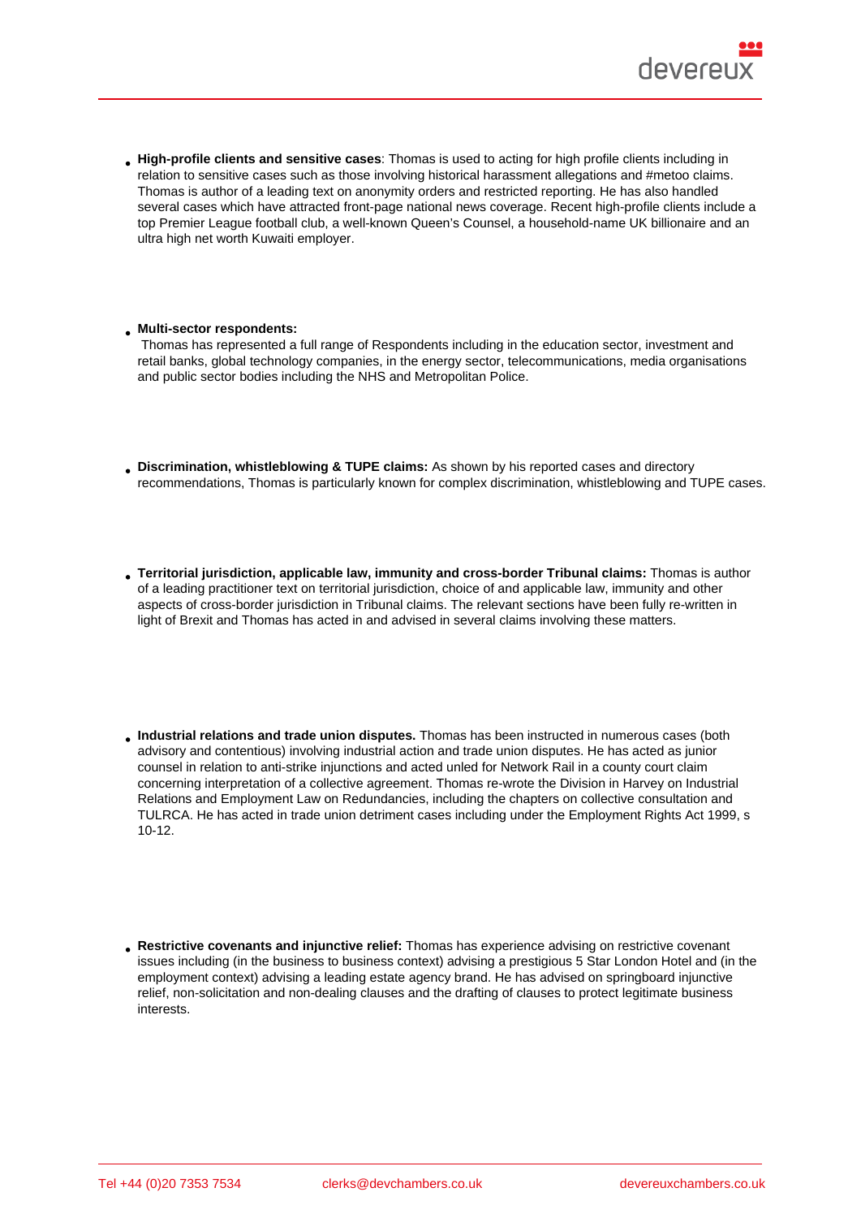- **High-profile clients and sensitive cases**: Thomas is used to acting for high profile clients including in relation to sensitive cases such as those involving historical harassment allegations and #metoo claims. Thomas is author of a leading text on anonymity orders and restricted reporting. He has also handled several cases which have attracted front-page national news coverage. Recent high-profile clients include a top Premier League football club, a well-known Queen's Counsel, a household-name UK billionaire and an ultra high net worth Kuwaiti employer.

- **Multi-sector respondents:** Thomas has represented a full range of Respondents including in the education sector, investment and retail banks, global technology companies, in the energy sector, telecommunications, media organisations and public sector bodies including the NHS and Metropolitan Police.

- **Discrimination, whistleblowing & TUPE claims:** As shown by his reported cases and directory recommendations, Thomas is particularly known for complex discrimination, whistleblowing and TUPE cases.

- **Territorial jurisdiction, applicable law, immunity and cross-border Tribunal claims:** Thomas is author of a leading practitioner text on territorial jurisdiction, choice of and applicable law, immunity and other aspects of cross-border jurisdiction in Tribunal claims. The relevant sections have been fully re-written in light of Brexit and Thomas has acted in and advised in several claims involving these matters.

- **Industrial relations and trade union disputes.** Thomas has been instructed in numerous cases (both advisory and contentious) involving industrial action and trade union disputes. He has acted as junior counsel in relation to anti-strike injunctions and acted unled for Network Rail in a county court claim concerning interpretation of a collective agreement. Thomas re-wrote the Division in Harvey on Industrial Relations and Employment Law on Redundancies, including the chapters on collective consultation and TULRCA. He has acted in trade union detriment cases including under the Employment Rights Act 1999, s 10-12.

- **Restrictive covenants and injunctive relief:** Thomas has experience advising on restrictive covenant issues including (in the business to business context) advising a prestigious 5 Star London Hotel and (in the employment context) advising a leading estate agency brand. He has advised on springboard injunctive relief, non-solicitation and non-dealing clauses and the drafting of clauses to protect legitimate business interests.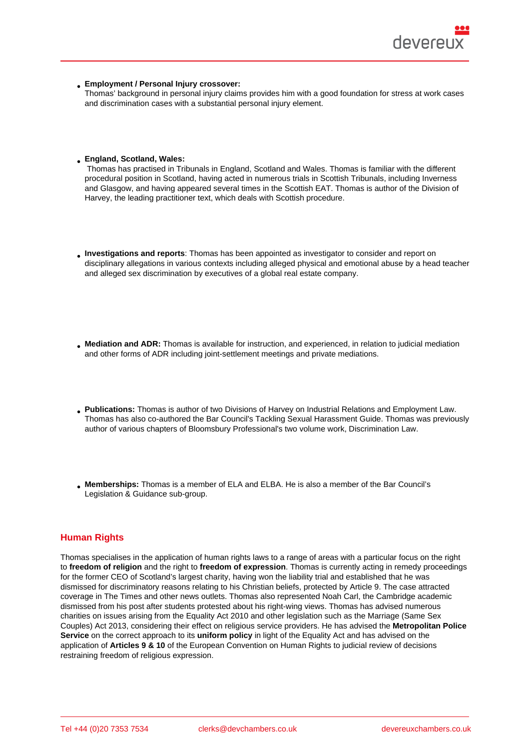- **Employment / Personal Injury crossover:**
  Thomas' background in personal injury claims provides him with a good foundation for stress at work cases and discrimination cases with a substantial personal injury element.

- **England, Scotland, Wales:**
  Thomas has practised in Tribunals in England, Scotland and Wales. Thomas is familiar with the different procedural position in Scotland, having acted in numerous trials in Scottish Tribunals, including Inverness and Glasgow, and having appeared several times in the Scottish EAT. Thomas is author of the Division of Harvey, the leading practitioner text, which deals with Scottish procedure.

- **Investigations and reports**: Thomas has been appointed as investigator to consider and report on disciplinary allegations in various contexts including alleged physical and emotional abuse by a head teacher and alleged sex discrimination by executives of a global real estate company.

- **Mediation and ADR:** Thomas is available for instruction, and experienced, in relation to judicial mediation and other forms of ADR including joint-settlement meetings and private mediations.

- **Publications:** Thomas is author of two Divisions of Harvey on Industrial Relations and Employment Law. Thomas has also co-authored the Bar Council's Tackling Sexual Harassment Guide. Thomas was previously author of various chapters of Bloomsbury Professional's two volume work, Discrimination Law.

- **Memberships:** Thomas is a member of ELA and ELBA. He is also a member of the Bar Council's Legislation & Guidance sub-group.

## Human Rights

Thomas specialises in the application of human rights laws to a range of areas with a particular focus on the right to **freedom of religion** and the right to **freedom of expression**. Thomas is currently acting in remedy proceedings for the former CEO of Scotland's largest charity, having won the liability trial and established that he was dismissed for discriminatory reasons relating to his Christian beliefs, protected by Article 9. The case attracted coverage in The Times and other news outlets. Thomas also represented Noah Carl, the Cambridge academic dismissed from his post after students protested about his right-wing views. Thomas has advised numerous charities on issues arising from the Equality Act 2010 and other legislation such as the Marriage (Same Sex Couples) Act 2013, considering their effect on religious service providers. He has advised the **Metropolitan Police Service** on the correct approach to its **uniform policy** in light of the Equality Act and has advised on the application of **Articles 9 & 10** of the European Convention on Human Rights to judicial review of decisions restraining freedom of religious expression.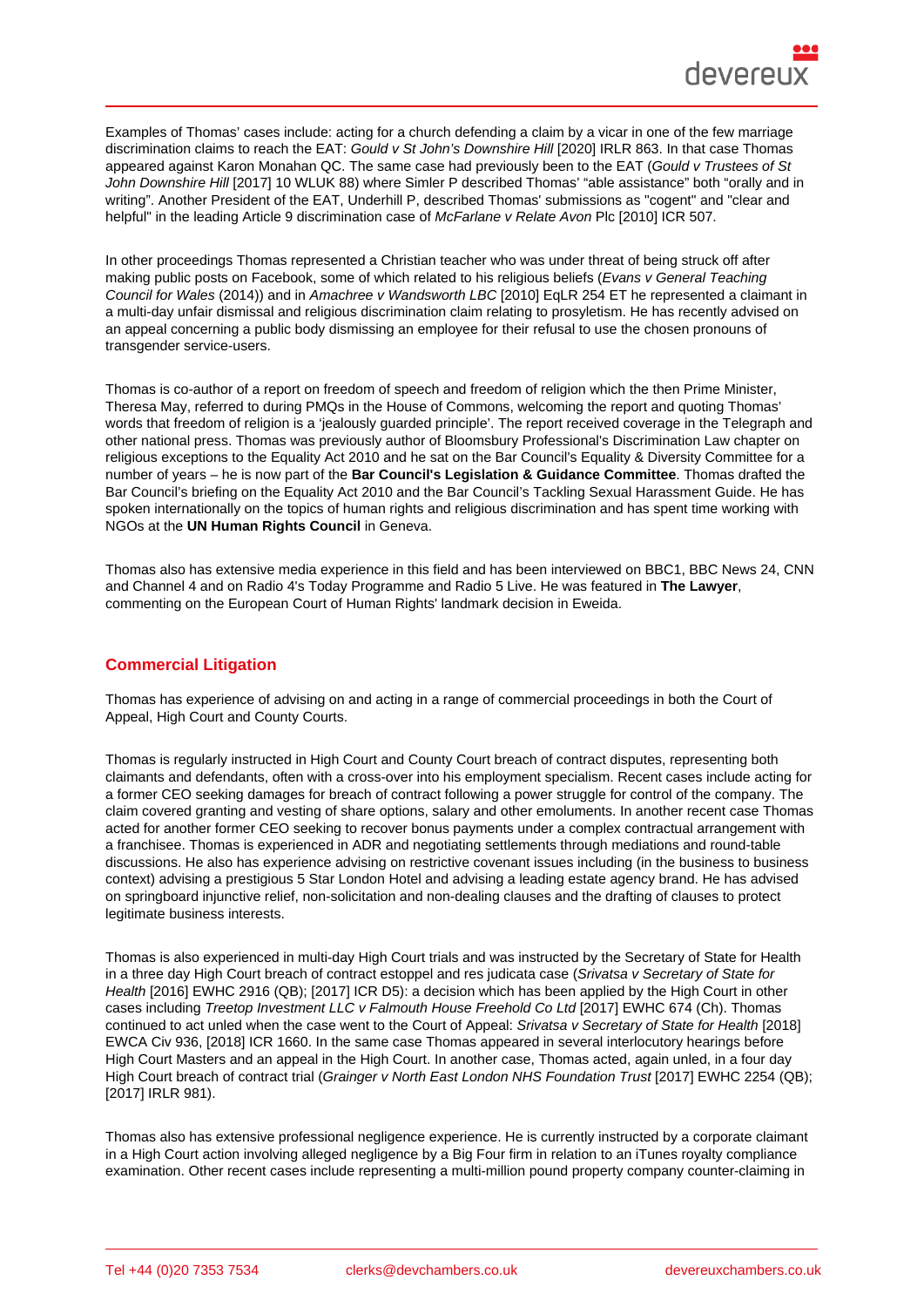Examples of Thomas' cases include: acting for a church defending a claim by a vicar in one of the few marriage discrimination claims to reach the EAT: *Gould v St John's Downshire Hill* [2020] IRLR 863. In that case Thomas appeared against Karon Monahan QC. The same case had previously been to the EAT (*Gould v Trustees of St John Downshire Hill* [2017] 10 WLUK 88) where Simler P described Thomas' "able assistance" both "orally and in writing". Another President of the EAT, Underhill P, described Thomas' submissions as "cogent" and "clear and helpful" in the leading Article 9 discrimination case of *McFarlane v Relate Avon* Plc [2010] ICR 507.

In other proceedings Thomas represented a Christian teacher who was under threat of being struck off after making public posts on Facebook, some of which related to his religious beliefs (*Evans v General Teaching Council for Wales* (2014)) and in *Amachree v Wandsworth LBC* [2010] EqLR 254 ET he represented a claimant in a multi-day unfair dismissal and religious discrimination claim relating to prosyletism. He has recently advised on an appeal concerning a public body dismissing an employee for their refusal to use the chosen pronouns of transgender service-users.

Thomas is co-author of a report on freedom of speech and freedom of religion which the then Prime Minister, Theresa May, referred to during PMQs in the House of Commons, welcoming the report and quoting Thomas' words that freedom of religion is a 'jealously guarded principle'. The report received coverage in the Telegraph and other national press. Thomas was previously author of Bloomsbury Professional's Discrimination Law chapter on religious exceptions to the Equality Act 2010 and he sat on the Bar Council's Equality & Diversity Committee for a number of years – he is now part of the **Bar Council's Legislation & Guidance Committee**. Thomas drafted the Bar Council's briefing on the Equality Act 2010 and the Bar Council's Tackling Sexual Harassment Guide. He has spoken internationally on the topics of human rights and religious discrimination and has spent time working with NGOs at the **UN Human Rights Council** in Geneva.

Thomas also has extensive media experience in this field and has been interviewed on BBC1, BBC News 24, CNN and Channel 4 and on Radio 4's Today Programme and Radio 5 Live. He was featured in **The Lawyer**, commenting on the European Court of Human Rights' landmark decision in Eweida.

## Commercial Litigation

Thomas has experience of advising on and acting in a range of commercial proceedings in both the Court of Appeal, High Court and County Courts.

Thomas is regularly instructed in High Court and County Court breach of contract disputes, representing both claimants and defendants, often with a cross-over into his employment specialism. Recent cases include acting for a former CEO seeking damages for breach of contract following a power struggle for control of the company. The claim covered granting and vesting of share options, salary and other emoluments. In another recent case Thomas acted for another former CEO seeking to recover bonus payments under a complex contractual arrangement with a franchisee. Thomas is experienced in ADR and negotiating settlements through mediations and round-table discussions. He also has experience advising on restrictive covenant issues including (in the business to business context) advising a prestigious 5 Star London Hotel and advising a leading estate agency brand. He has advised on springboard injunctive relief, non-solicitation and non-dealing clauses and the drafting of clauses to protect legitimate business interests.

Thomas is also experienced in multi-day High Court trials and was instructed by the Secretary of State for Health in a three day High Court breach of contract estoppel and res judicata case (*Srivatsa v Secretary of State for Health* [2016] EWHC 2916 (QB); [2017] ICR D5): a decision which has been applied by the High Court in other cases including *Treetop Investment LLC v Falmouth House Freehold Co Ltd* [2017] EWHC 674 (Ch). Thomas continued to act unled when the case went to the Court of Appeal: *Srivatsa v Secretary of State for Health* [2018] EWCA Civ 936, [2018] ICR 1660. In the same case Thomas appeared in several interlocutory hearings before High Court Masters and an appeal in the High Court. In another case, Thomas acted, again unled, in a four day High Court breach of contract trial (*Grainger v North East London NHS Foundation Trust* [2017] EWHC 2254 (QB); [2017] IRLR 981).

Thomas also has extensive professional negligence experience. He is currently instructed by a corporate claimant in a High Court action involving alleged negligence by a Big Four firm in relation to an iTunes royalty compliance examination. Other recent cases include representing a multi-million pound property company counter-claiming in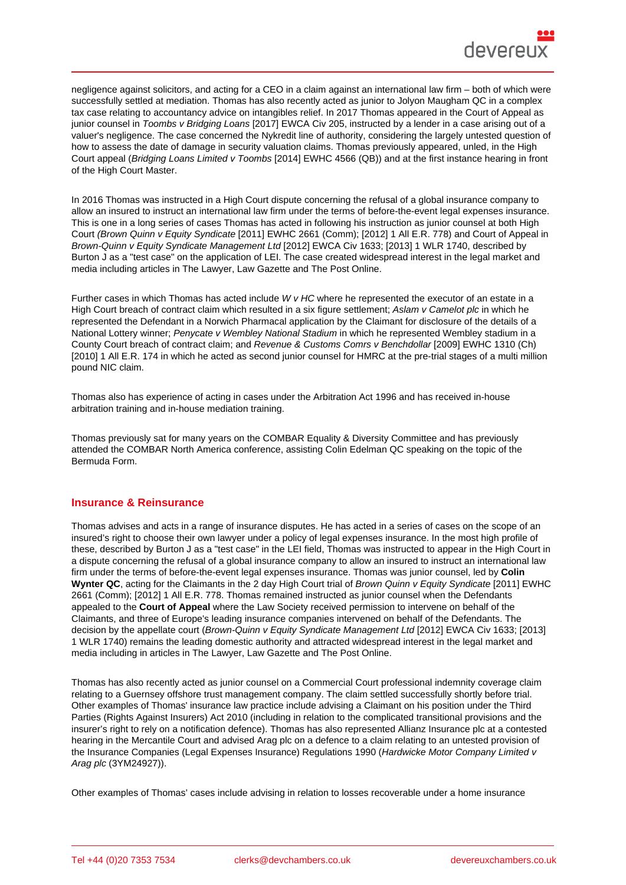negligence against solicitors, and acting for a CEO in a claim against an international law firm – both of which were successfully settled at mediation. Thomas has also recently acted as junior to Jolyon Maugham QC in a complex tax case relating to accountancy advice on intangibles relief. In 2017 Thomas appeared in the Court of Appeal as junior counsel in *Toombs v Bridging Loans* [2017] EWCA Civ 205, instructed by a lender in a case arising out of a valuer's negligence. The case concerned the Nykredit line of authority, considering the largely untested question of how to assess the date of damage in security valuation claims. Thomas previously appeared, unled, in the High Court appeal (*Bridging Loans Limited v Toombs* [2014] EWHC 4566 (QB)) and at the first instance hearing in front of the High Court Master.

In 2016 Thomas was instructed in a High Court dispute concerning the refusal of a global insurance company to allow an insured to instruct an international law firm under the terms of before-the-event legal expenses insurance. This is one in a long series of cases Thomas has acted in following his instruction as junior counsel at both High Court (*Brown Quinn v Equity Syndicate* [2011] EWHC 2661 (Comm); [2012] 1 All E.R. 778) and Court of Appeal in *Brown-Quinn v Equity Syndicate Management Ltd* [2012] EWCA Civ 1633; [2013] 1 WLR 1740, described by Burton J as a "test case" on the application of LEI. The case created widespread interest in the legal market and media including articles in The Lawyer, Law Gazette and The Post Online.

Further cases in which Thomas has acted include *W v HC* where he represented the executor of an estate in a High Court breach of contract claim which resulted in a six figure settlement; *Aslam v Camelot plc* in which he represented the Defendant in a Norwich Pharmacal application by the Claimant for disclosure of the details of a National Lottery winner; *Penycate v Wembley National Stadium* in which he represented Wembley stadium in a County Court breach of contract claim; and *Revenue & Customs Comrs v Benchdollar* [2009] EWHC 1310 (Ch) [2010] 1 All E.R. 174 in which he acted as second junior counsel for HMRC at the pre-trial stages of a multi million pound NIC claim.

Thomas also has experience of acting in cases under the Arbitration Act 1996 and has received in-house arbitration training and in-house mediation training.

Thomas previously sat for many years on the COMBAR Equality & Diversity Committee and has previously attended the COMBAR North America conference, assisting Colin Edelman QC speaking on the topic of the Bermuda Form.

## Insurance & Reinsurance

Thomas advises and acts in a range of insurance disputes. He has acted in a series of cases on the scope of an insured's right to choose their own lawyer under a policy of legal expenses insurance. In the most high profile of these, described by Burton J as a "test case" in the LEI field, Thomas was instructed to appear in the High Court in a dispute concerning the refusal of a global insurance company to allow an insured to instruct an international law firm under the terms of before-the-event legal expenses insurance. Thomas was junior counsel, led by **Colin Wynter QC**, acting for the Claimants in the 2 day High Court trial of *Brown Quinn v Equity Syndicate* [2011] EWHC 2661 (Comm); [2012] 1 All E.R. 778. Thomas remained instructed as junior counsel when the Defendants appealed to the **Court of Appeal** where the Law Society received permission to intervene on behalf of the Claimants, and three of Europe's leading insurance companies intervened on behalf of the Defendants. The decision by the appellate court (*Brown-Quinn v Equity Syndicate Management Ltd* [2012] EWCA Civ 1633; [2013] 1 WLR 1740) remains the leading domestic authority and attracted widespread interest in the legal market and media including in articles in The Lawyer, Law Gazette and The Post Online.

Thomas has also recently acted as junior counsel on a Commercial Court professional indemnity coverage claim relating to a Guernsey offshore trust management company. The claim settled successfully shortly before trial. Other examples of Thomas' insurance law practice include advising a Claimant on his position under the Third Parties (Rights Against Insurers) Act 2010 (including in relation to the complicated transitional provisions and the insurer's right to rely on a notification defence). Thomas has also represented Allianz Insurance plc at a contested hearing in the Mercantile Court and advised Arag plc on a defence to a claim relating to an untested provision of the Insurance Companies (Legal Expenses Insurance) Regulations 1990 (*Hardwicke Motor Company Limited v Arag plc* (3YM24927)).

Other examples of Thomas' cases include advising in relation to losses recoverable under a home insurance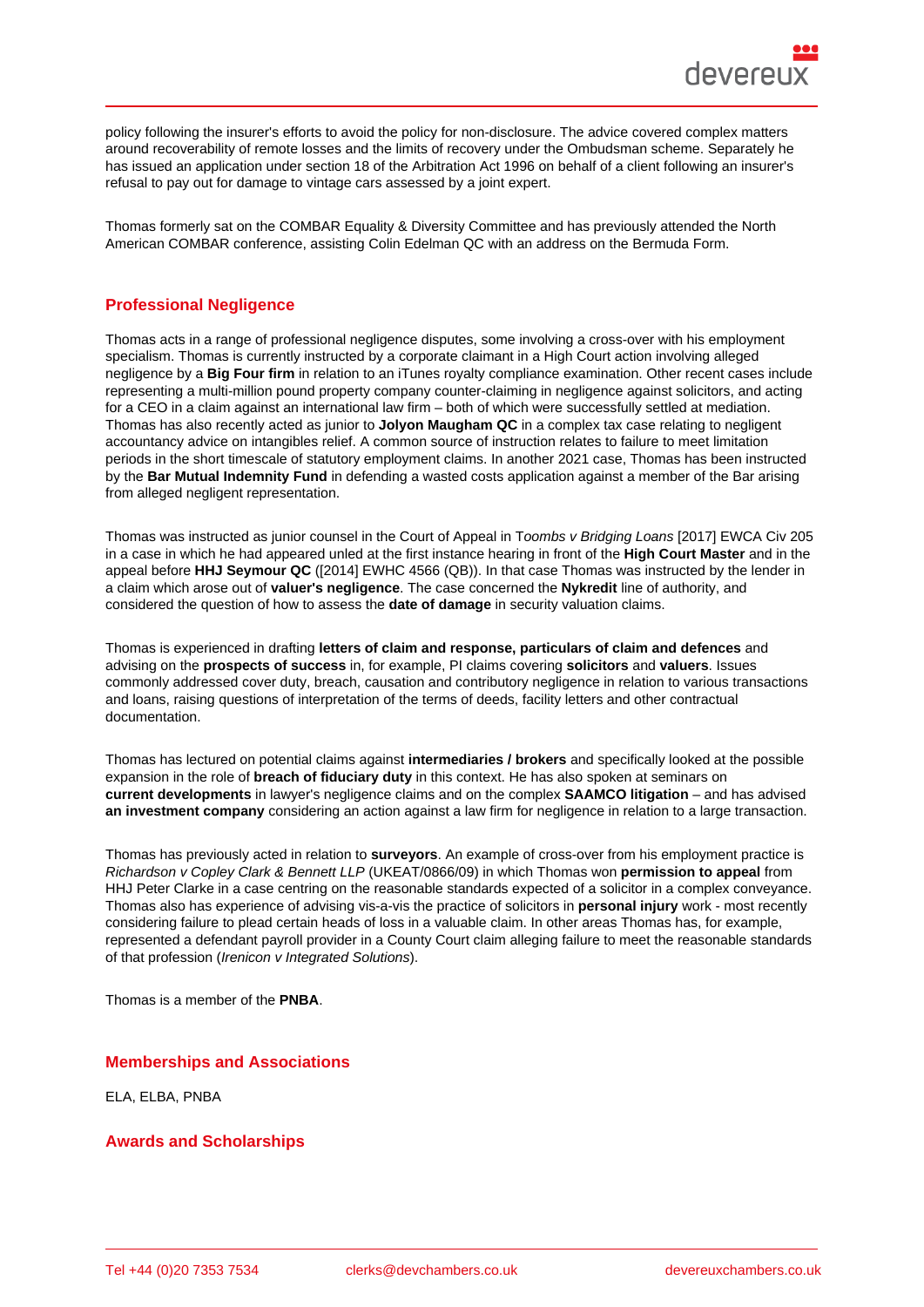policy following the insurer's efforts to avoid the policy for non-disclosure. The advice covered complex matters around recoverability of remote losses and the limits of recovery under the Ombudsman scheme. Separately he has issued an application under section 18 of the Arbitration Act 1996 on behalf of a client following an insurer's refusal to pay out for damage to vintage cars assessed by a joint expert.

Thomas formerly sat on the COMBAR Equality & Diversity Committee and has previously attended the North American COMBAR conference, assisting Colin Edelman QC with an address on the Bermuda Form.

## Professional Negligence

Thomas acts in a range of professional negligence disputes, some involving a cross-over with his employment specialism. Thomas is currently instructed by a corporate claimant in a High Court action involving alleged negligence by a **Big Four firm** in relation to an iTunes royalty compliance examination. Other recent cases include representing a multi-million pound property company counter-claiming in negligence against solicitors, and acting for a CEO in a claim against an international law firm – both of which were successfully settled at mediation. Thomas has also recently acted as junior to **Jolyon Maugham QC** in a complex tax case relating to negligent accountancy advice on intangibles relief. A common source of instruction relates to failure to meet limitation periods in the short timescale of statutory employment claims. In another 2021 case, Thomas has been instructed by the **Bar Mutual Indemnity Fund** in defending a wasted costs application against a member of the Bar arising from alleged negligent representation.

Thomas was instructed as junior counsel in the Court of Appeal in T*oombs v Bridging Loans* [2017] EWCA Civ 205 in a case in which he had appeared unled at the first instance hearing in front of the **High Court Master** and in the appeal before **HHJ Seymour QC** ([2014] EWHC 4566 (QB)). In that case Thomas was instructed by the lender in a claim which arose out of **valuer's negligence**. The case concerned the **Nykredit** line of authority, and considered the question of how to assess the **date of damage** in security valuation claims.

Thomas is experienced in drafting **letters of claim and response, particulars of claim and defences** and advising on the **prospects of success** in, for example, PI claims covering **solicitors** and **valuers**. Issues commonly addressed cover duty, breach, causation and contributory negligence in relation to various transactions and loans, raising questions of interpretation of the terms of deeds, facility letters and other contractual documentation.

Thomas has lectured on potential claims against **intermediaries / brokers** and specifically looked at the possible expansion in the role of **breach of fiduciary duty** in this context. He has also spoken at seminars on **current developments** in lawyer's negligence claims and on the complex **SAAMCO litigation** – and has advised **an investment company** considering an action against a law firm for negligence in relation to a large transaction.

Thomas has previously acted in relation to **surveyors**. An example of cross-over from his employment practice is *Richardson v Copley Clark & Bennett LLP* (UKEAT/0866/09) in which Thomas won **permission to appeal** from HHJ Peter Clarke in a case centring on the reasonable standards expected of a solicitor in a complex conveyance. Thomas also has experience of advising vis-a-vis the practice of solicitors in **personal injury** work - most recently considering failure to plead certain heads of loss in a valuable claim. In other areas Thomas has, for example, represented a defendant payroll provider in a County Court claim alleging failure to meet the reasonable standards of that profession (*Irenicon v Integrated Solutions*).

Thomas is a member of the **PNBA**.

## Memberships and Associations

ELA, ELBA, PNBA

## Awards and Scholarships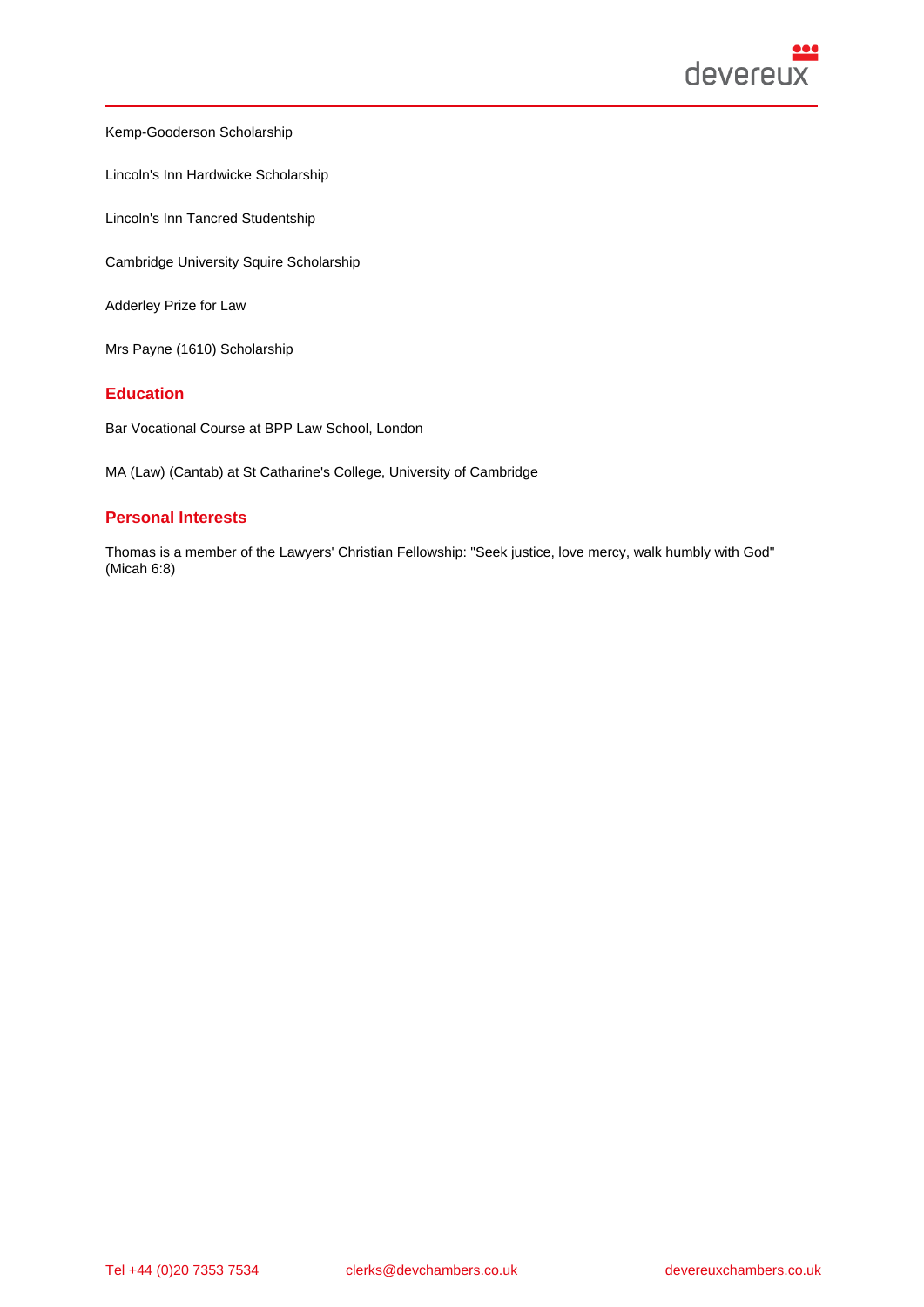Kemp-Gooderson Scholarship

Lincoln's Inn Hardwicke Scholarship

Lincoln's Inn Tancred Studentship

Cambridge University Squire Scholarship

Adderley Prize for Law

Mrs Payne (1610) Scholarship

## Education

Bar Vocational Course at BPP Law School, London

MA (Law) (Cantab) at St Catharine's College, University of Cambridge

## Personal Interests

Thomas is a member of the Lawyers' Christian Fellowship: "Seek justice, love mercy, walk humbly with God" (Micah 6:8)